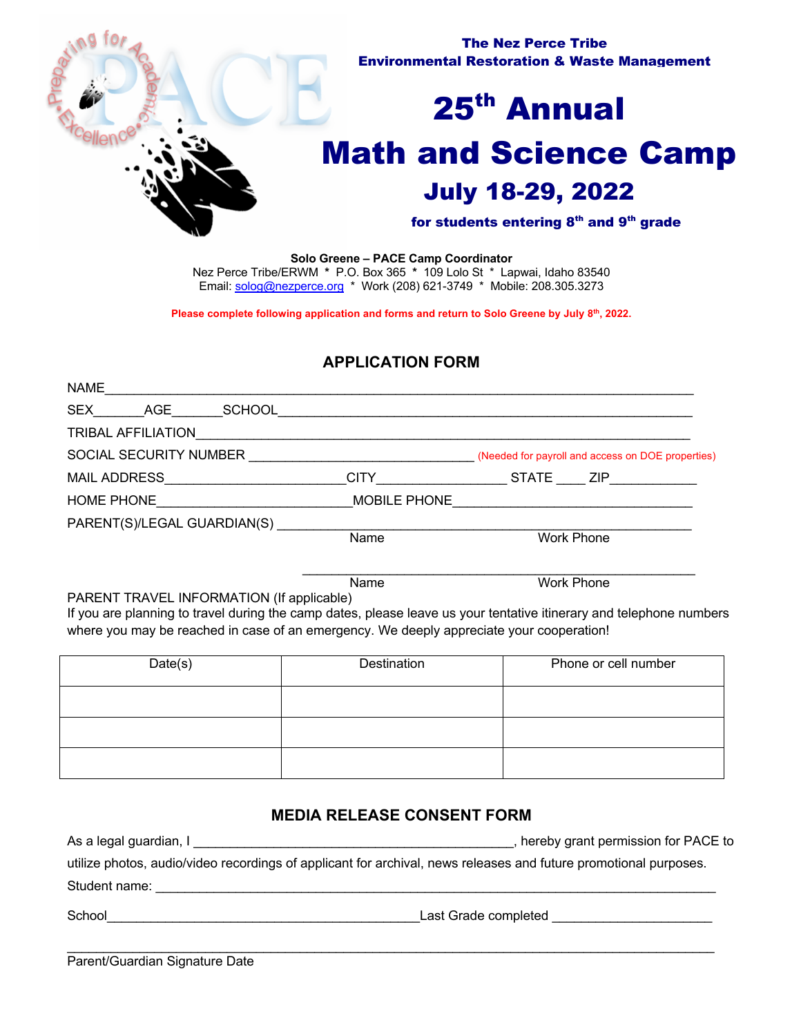**The Nez Perce Tribe**
**Environmental Restoration & Waste Management**

# 25th Annual Math and Science Camp

## July 18-29, 2022

**for students entering 8th and 9th grade**

**Solo Greene – PACE Camp Coordinator**
Nez Perce Tribe/ERWM * P.O. Box 365 * 109 Lolo St * Lapwai, Idaho 83540
Email: solog@nezperce.org * Work (208) 621-3749 * Mobile: 208.305.3273

**Please complete following application and forms and return to Solo Greene by July 8th, 2022.**

## APPLICATION FORM

NAME_______________________________________________________________________________

SEX_______AGE_______SCHOOL_____________________________________________________

TRIBAL AFFILIATION__________________________________________________________________

SOCIAL SECURITY NUMBER ______________________________ (Needed for payroll and access on DOE properties)

MAIL ADDRESS________________________CITY_________________ STATE ____ ZIP___________

HOME PHONE__________________________MOBILE PHONE________________________________

PARENT(S)/LEGAL GUARDIAN(S) ________________________________________________________
Name Work Phone

____________________________________________________
Name Work Phone

PARENT TRAVEL INFORMATION (If applicable)
If you are planning to travel during the camp dates, please leave us your tentative itinerary and telephone numbers where you may be reached in case of an emergency. We deeply appreciate your cooperation!

| Date(s) | Destination | Phone or cell number |
|---|---|---|
| | | |
| | | |
| | | |

## MEDIA RELEASE CONSENT FORM

As a legal guardian, I ____________________________________________, hereby grant permission for PACE to utilize photos, audio/video recordings of applicant for archival, news releases and future promotional purposes.

Student name: ______________________________________________________________________

School___________________________________________Last Grade completed _____________________

_________________________________________________________________________________
Parent/Guardian Signature Date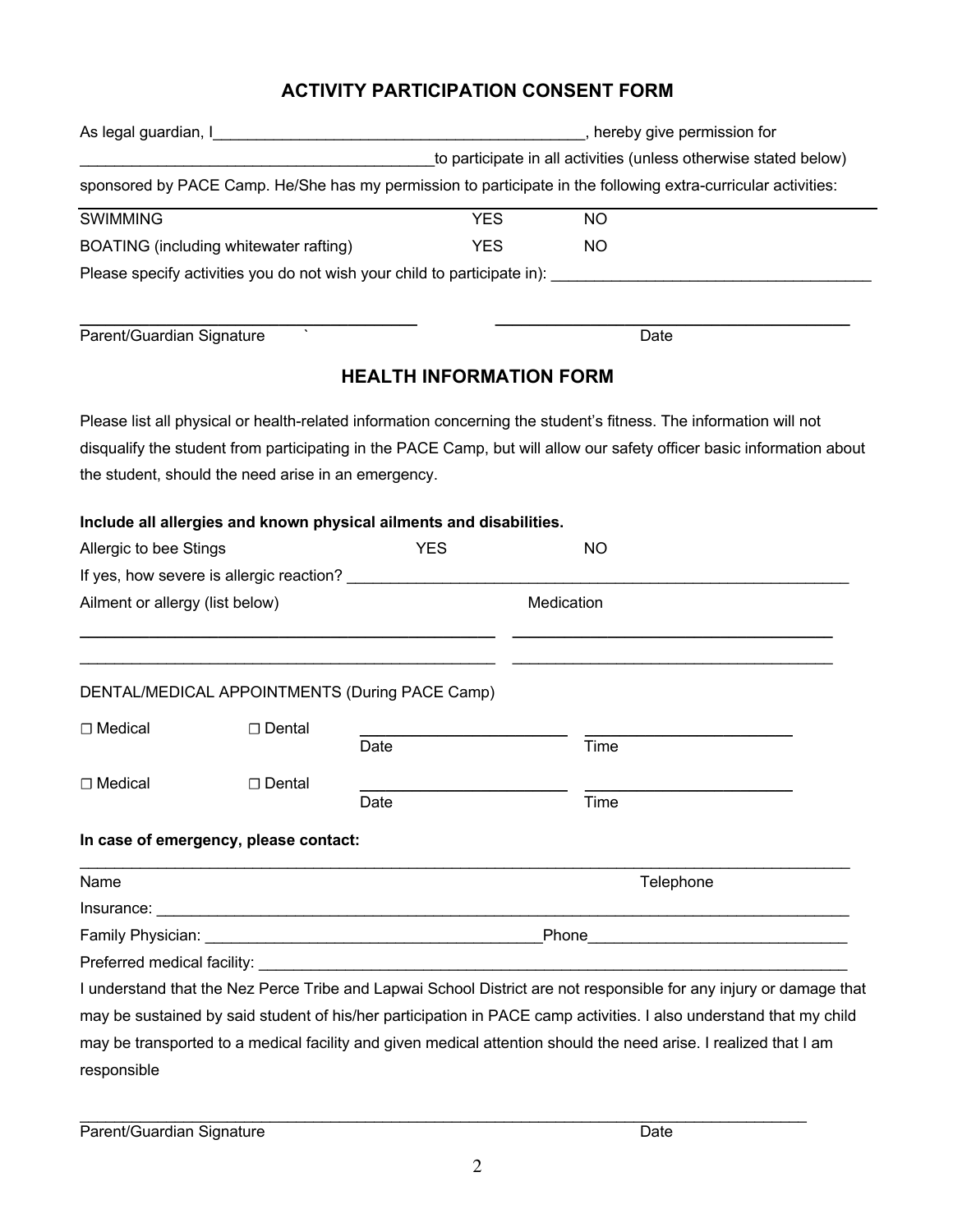## ACTIVITY PARTICIPATION CONSENT FORM

As legal guardian, I_____________________________________________, hereby give permission for __________________________________________to participate in all activities (unless otherwise stated below) sponsored by PACE Camp. He/She has my permission to participate in the following extra-curricular activities:

| | | |
|---|---|---|
| SWIMMING | YES | NO |
| BOATING (including whitewater rafting) | YES | NO |

Please specify activities you do not wish your child to participate in): ______________________________________

_______________________________________ _________________________________________

Parent/Guardian Signature ` Date

## HEALTH INFORMATION FORM

Please list all physical or health-related information concerning the student's fitness. The information will not disqualify the student from participating in the PACE Camp, but will allow our safety officer basic information about the student, should the need arise in an emergency.

**Include all allergies and known physical ailments and disabilities.**

Allergic to bee Stings YES NO

If yes, how severe is allergic reaction? ___________________________________________________________

Ailment or allergy (list below) Medication

_________________________________________________ _____________________________________

_________________________________________________ _____________________________________

DENTAL/MEDICAL APPOINTMENTS (During PACE Camp)

☐ Medical ☐ Dental ________________________ ________________________

Date Time

☐ Medical ☐ Dental ________________________ ________________________

Date Time

**In case of emergency, please contact:**

_____________________________________________________________________________________________

Name Telephone

Insurance: ______________________________________________________________________________________

Family Physician: _______________________________________Phone______________________________

Preferred medical facility: _________________________________________________________________________

I understand that the Nez Perce Tribe and Lapwai School District are not responsible for any injury or damage that may be sustained by said student of his/her participation in PACE camp activities. I also understand that my child may be transported to a medical facility and given medical attention should the need arise. I realized that I am responsible

___________________________________________________________________________________________

Parent/Guardian Signature Date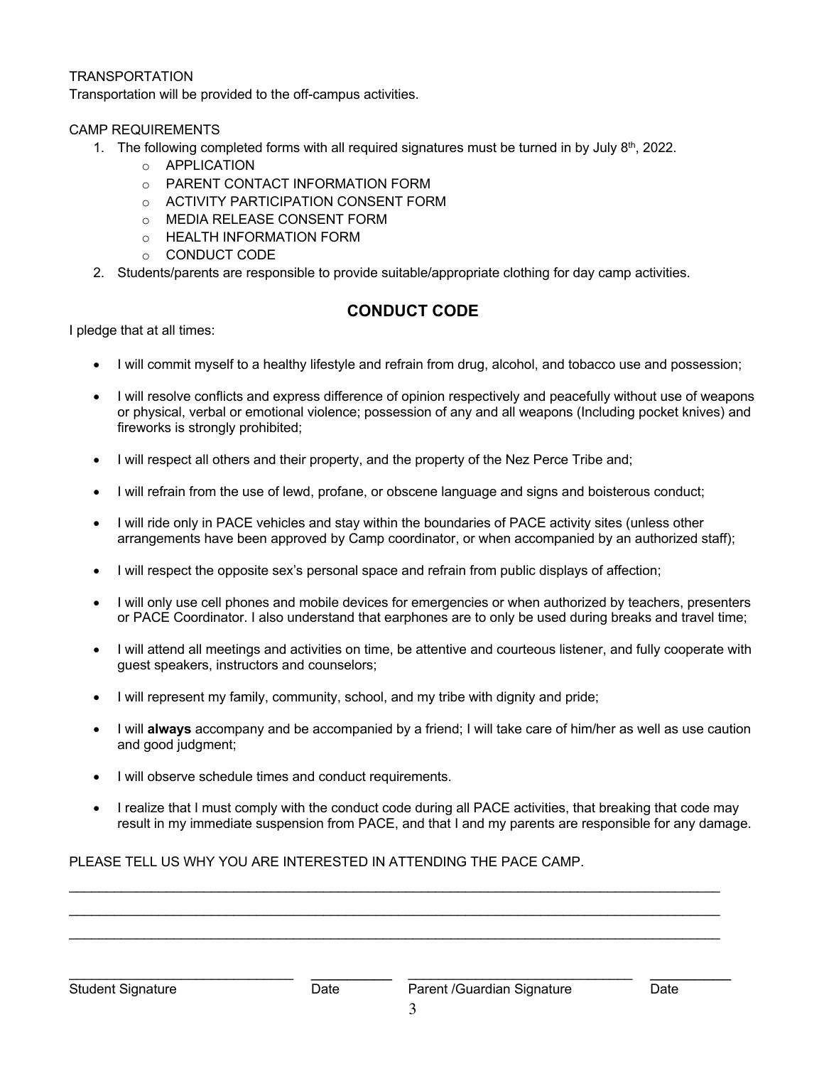TRANSPORTATION

Transportation will be provided to the off-campus activities.

CAMP REQUIREMENTS

1. The following completed forms with all required signatures must be turned in by July 8th, 2022.
   - APPLICATION
   - PARENT CONTACT INFORMATION FORM
   - ACTIVITY PARTICIPATION CONSENT FORM
   - MEDIA RELEASE CONSENT FORM
   - HEALTH INFORMATION FORM
   - CONDUCT CODE
2. Students/parents are responsible to provide suitable/appropriate clothing for day camp activities.

## CONDUCT CODE

I pledge that at all times:

- I will commit myself to a healthy lifestyle and refrain from drug, alcohol, and tobacco use and possession;
- I will resolve conflicts and express difference of opinion respectively and peacefully without use of weapons or physical, verbal or emotional violence; possession of any and all weapons (Including pocket knives) and fireworks is strongly prohibited;
- I will respect all others and their property, and the property of the Nez Perce Tribe and;
- I will refrain from the use of lewd, profane, or obscene language and signs and boisterous conduct;
- I will ride only in PACE vehicles and stay within the boundaries of PACE activity sites (unless other arrangements have been approved by Camp coordinator, or when accompanied by an authorized staff);
- I will respect the opposite sex's personal space and refrain from public displays of affection;
- I will only use cell phones and mobile devices for emergencies or when authorized by teachers, presenters or PACE Coordinator. I also understand that earphones are to only be used during breaks and travel time;
- I will attend all meetings and activities on time, be attentive and courteous listener, and fully cooperate with guest speakers, instructors and counselors;
- I will represent my family, community, school, and my tribe with dignity and pride;
- I will **always** accompany and be accompanied by a friend; I will take care of him/her as well as use caution and good judgment;
- I will observe schedule times and conduct requirements.
- I realize that I must comply with the conduct code during all PACE activities, that breaking that code may result in my immediate suspension from PACE, and that I and my parents are responsible for any damage.

PLEASE TELL US WHY YOU ARE INTERESTED IN ATTENDING THE PACE CAMP.

\_\_\_\_\_\_\_\_\_\_\_\_\_\_\_\_\_\_\_\_\_\_\_\_\_\_\_\_\_\_\_\_\_\_\_\_\_\_\_\_\_\_\_\_\_\_\_\_\_\_\_\_\_\_\_\_\_\_\_\_\_\_\_\_\_\_\_\_\_\_\_\_\_\_\_\_\_\_

\_\_\_\_\_\_\_\_\_\_\_\_\_\_\_\_\_\_\_\_\_\_\_\_\_\_\_\_\_\_\_\_\_\_\_\_\_\_\_\_\_\_\_\_\_\_\_\_\_\_\_\_\_\_\_\_\_\_\_\_\_\_\_\_\_\_\_\_\_\_\_\_\_\_\_\_\_\_

\_\_\_\_\_\_\_\_\_\_\_\_\_\_\_\_\_\_\_\_\_\_\_\_\_\_\_\_\_\_\_\_\_\_\_\_\_\_\_\_\_\_\_\_\_\_\_\_\_\_\_\_\_\_\_\_\_\_\_\_\_\_\_\_\_\_\_\_\_\_\_\_\_\_\_\_\_\_

| | | | |
|---|---|---|---|
| \_\_\_\_\_\_\_\_\_\_\_\_\_\_\_\_\_\_\_\_ | \_\_\_\_\_\_\_\_ | \_\_\_\_\_\_\_\_\_\_\_\_\_\_\_\_\_\_\_\_ | \_\_\_\_\_\_\_\_ |
| Student Signature | Date | Parent /Guardian Signature | Date |